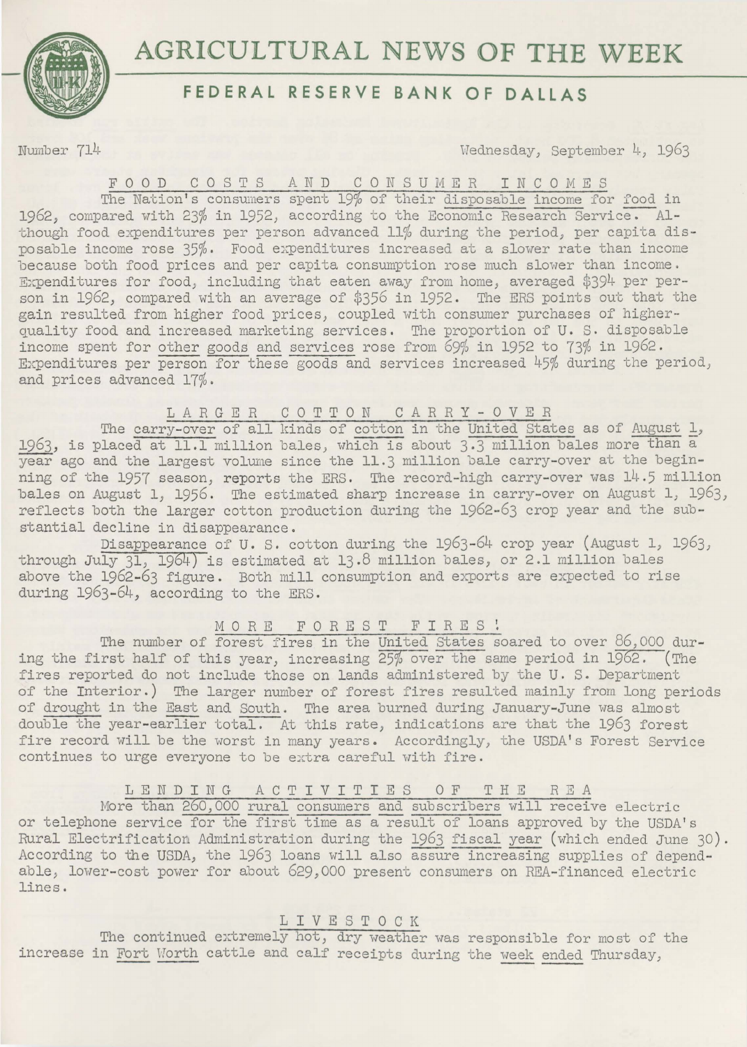# AGRICULTURAL NEWS OF THE WEEK

## FEDERAL RESERVE BANK OF DALLAS

Number 714 — Wednesday, September 4, 1963

### FOOD COSTS AND CONSUMER INCOMES

The Nation's consumers spent 19% of their disposable income for food in 1962, compared with 23% in 1952, according to the Economic Research Service. Although food expenditures per person advanced 11% during the period, per capita disposable income rose 35%. Food expenditures increased at a slower rate than income because both food prices and per capita consumption rose much slower than income. Expenditures for food, including that eaten away from home, averaged $394 per person in 1962, compared with an average of $356 in 1952. The ERS points out that the gain resulted from higher food prices, coupled with consumer purchases of higher-quality food and increased marketing services. The proportion of U. S. disposable income spent for other goods and services rose from 69% in 1952 to 73% in 1962. Expenditures per person for these goods and services increased 45% during the period, and prices advanced 17%.

### LARGER COTTON CARRY-OVER

The carry-over of all kinds of cotton in the United States as of August 1, 1963, is placed at 11.1 million bales, which is about 3.3 million bales more than a year ago and the largest volume since the 11.3 million bale carry-over at the beginning of the 1957 season, reports the ERS. The record-high carry-over was 14.5 million bales on August 1, 1956. The estimated sharp increase in carry-over on August 1, 1963, reflects both the larger cotton production during the 1962-63 crop year and the substantial decline in disappearance.

Disappearance of U. S. cotton during the 1963-64 crop year (August 1, 1963, through July 31, 1964) is estimated at 13.8 million bales, or 2.1 million bales above the 1962-63 figure. Both mill consumption and exports are expected to rise during 1963-64, according to the ERS.

### MORE FOREST FIRES!

The number of forest fires in the United States soared to over 86,000 during the first half of this year, increasing 25% over the same period in 1962. (The fires reported do not include those on lands administered by the U. S. Department of the Interior.) The larger number of forest fires resulted mainly from long periods of drought in the East and South. The area burned during January-June was almost double the year-earlier total. At this rate, indications are that the 1963 forest fire record will be the worst in many years. Accordingly, the USDA's Forest Service continues to urge everyone to be extra careful with fire.

### LENDING ACTIVITIES OF THE REA

More than 260,000 rural consumers and subscribers will receive electric or telephone service for the first time as a result of loans approved by the USDA's Rural Electrification Administration during the 1963 fiscal year (which ended June 30). According to the USDA, the 1963 loans will also assure increasing supplies of dependable, lower-cost power for about 629,000 present consumers on REA-financed electric lines.

### LIVESTOCK

The continued extremely hot, dry weather was responsible for most of the increase in Fort Worth cattle and calf receipts during the week ended Thursday,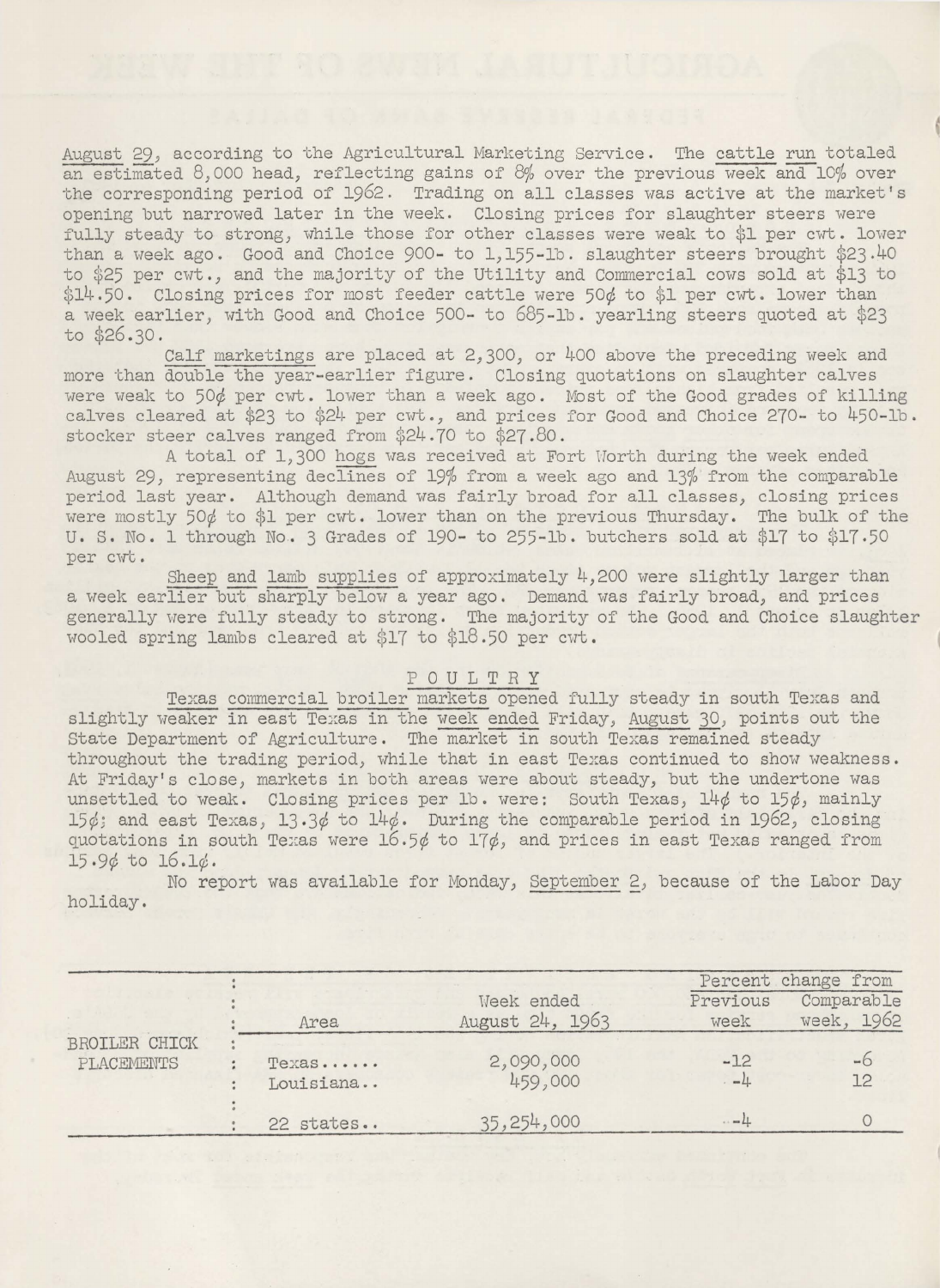August 29, according to the Agricultural Marketing Service. The cattle run totaled an estimated 8,000 head, reflecting gains of 8% over the previous week and 10% over the corresponding period of 1962. Trading on all classes was active at the market's opening but narrowed later in the week. Closing prices for slaughter steers were fully steady to strong, while those for other classes were weak to $1 per cwt. lower than a week ago. Good and Choice 900- to 1,155-lb. slaughter steers brought $23.40 to $25 per cwt., and the majority of the Utility and Commercial cows sold at $13 to $14.50. Closing prices for most feeder cattle were 50¢ to $1 per cwt. lower than a week earlier, with Good and Choice 500- to 685-lb. yearling steers quoted at $23 to $26.30.

Calf marketings are placed at 2,300, or 400 above the preceding week and more than double the year-earlier figure. Closing quotations on slaughter calves were weak to 50¢ per cwt. lower than a week ago. Most of the Good grades of killing calves cleared at $23 to $24 per cwt., and prices for Good and Choice 270- to 450-lb. stocker steer calves ranged from $24.70 to $27.80.

A total of 1,300 hogs was received at Fort Worth during the week ended August 29, representing declines of 19% from a week ago and 13% from the comparable period last year. Although demand was fairly broad for all classes, closing prices were mostly 50¢ to $1 per cwt. lower than on the previous Thursday. The bulk of the U. S. No. 1 through No. 3 Grades of 190- to 255-lb. butchers sold at $17 to $17.50 per cwt.

Sheep and lamb supplies of approximately 4,200 were slightly larger than a week earlier but sharply below a year ago. Demand was fairly broad, and prices generally were fully steady to strong. The majority of the Good and Choice slaughter wooled spring lambs cleared at $17 to $18.50 per cwt.

## POULTRY

Texas commercial broiler markets opened fully steady in south Texas and slightly weaker in east Texas in the week ended Friday, August 30, points out the State Department of Agriculture. The market in south Texas remained steady throughout the trading period, while that in east Texas continued to show weakness. At Friday's close, markets in both areas were about steady, but the undertone was unsettled to weak. Closing prices per lb. were: South Texas, 14¢ to 15¢, mainly 15¢; and east Texas, 13.3¢ to 14¢. During the comparable period in 1962, closing quotations in south Texas were 16.5¢ to 17¢, and prices in east Texas ranged from 15.9¢ to 16.1¢.

No report was available for Monday, September 2, because of the Labor Day holiday.

| | | | Percent change from | |
|---|---|---|---|---|
| | Area | Week ended August 24, 1963 | Previous week | Comparable week, 1962 |
| BROILER CHICK PLACEMENTS | Texas...... | 2,090,000 | -12 | -6 |
| | Louisiana.. | 459,000 | -4 | 12 |
| | 22 states.. | 35,254,000 | -4 | 0 |